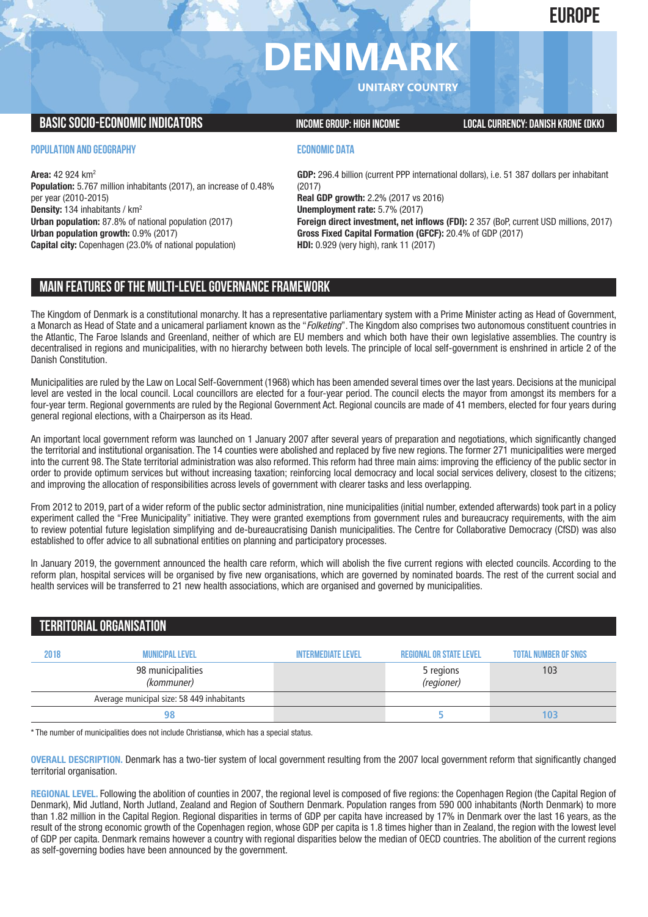# EUROPE

# DENMARK

UNITARY COUNTRY

## BASIC SOCIO-ECONOMIC INDICATORS

INCOME GROUP: HIGH INCOME

LOCAL CURRENCY: DANISH KRONE (DKK)

### POPULATION AND GEOGRAPHY

**Area:** 42 924 km$^2$
**Population:** 5.767 million inhabitants (2017), an increase of 0.48% per year (2010-2015)
**Density:** 134 inhabitants / km$^2$
**Urban population:** 87.8% of national population (2017)
**Urban population growth:** 0.9% (2017)
**Capital city:** Copenhagen (23.0% of national population)

### ECONOMIC DATA

**GDP:** 296.4 billion (current PPP international dollars), i.e. 51 387 dollars per inhabitant (2017)
**Real GDP growth:** 2.2% (2017 vs 2016)
**Unemployment rate:** 5.7% (2017)
**Foreign direct investment, net inflows (FDI):** 2 357 (BoP, current USD millions, 2017)
**Gross Fixed Capital Formation (GFCF):** 20.4% of GDP (2017)
**HDI:** 0.929 (very high), rank 11 (2017)

## MAIN FEATURES OF THE MULTI-LEVEL GOVERNANCE FRAMEWORK

The Kingdom of Denmark is a constitutional monarchy. It has a representative parliamentary system with a Prime Minister acting as Head of Government, a Monarch as Head of State and a unicameral parliament known as the "*Folketing*". The Kingdom also comprises two autonomous constituent countries in the Atlantic, The Faroe Islands and Greenland, neither of which are EU members and which both have their own legislative assemblies. The country is decentralised in regions and municipalities, with no hierarchy between both levels. The principle of local self-government is enshrined in article 2 of the Danish Constitution.

Municipalities are ruled by the Law on Local Self-Government (1968) which has been amended several times over the last years. Decisions at the municipal level are vested in the local council. Local councillors are elected for a four-year period. The council elects the mayor from amongst its members for a four-year term. Regional governments are ruled by the Regional Government Act. Regional councils are made of 41 members, elected for four years during general regional elections, with a Chairperson as its Head.

An important local government reform was launched on 1 January 2007 after several years of preparation and negotiations, which significantly changed the territorial and institutional organisation. The 14 counties were abolished and replaced by five new regions. The former 271 municipalities were merged into the current 98. The State territorial administration was also reformed. This reform had three main aims: improving the efficiency of the public sector in order to provide optimum services but without increasing taxation; reinforcing local democracy and local social services delivery, closest to the citizens; and improving the allocation of responsibilities across levels of government with clearer tasks and less overlapping.

From 2012 to 2019, part of a wider reform of the public sector administration, nine municipalities (initial number, extended afterwards) took part in a policy experiment called the "Free Municipality" initiative. They were granted exemptions from government rules and bureaucracy requirements, with the aim to review potential future legislation simplifying and de-bureaucratising Danish municipalities. The Centre for Collaborative Democracy (CfSD) was also established to offer advice to all subnational entities on planning and participatory processes.

In January 2019, the government announced the health care reform, which will abolish the five current regions with elected councils. According to the reform plan, hospital services will be organised by five new organisations, which are governed by nominated boards. The rest of the current social and health services will be transferred to 21 new health associations, which are organised and governed by municipalities.

## TERRITORIAL ORGANISATION

| 2018 | MUNICIPAL LEVEL | INTERMEDIATE LEVEL | REGIONAL OR STATE LEVEL | TOTAL NUMBER OF SNGS |
|---|---|---|---|---|
| | 98 municipalities *(kommuner)* | | 5 regions *(regioner)* | 103 |
| | Average municipal size: 58 449 inhabitants | | | |
| | 98 | | 5 | 103 |

\* The number of municipalities does not include Christiansø, which has a special status.

**OVERALL DESCRIPTION.** Denmark has a two-tier system of local government resulting from the 2007 local government reform that significantly changed territorial organisation.

**REGIONAL LEVEL.** Following the abolition of counties in 2007, the regional level is composed of five regions: the Copenhagen Region (the Capital Region of Denmark), Mid Jutland, North Jutland, Zealand and Region of Southern Denmark. Population ranges from 590 000 inhabitants (North Denmark) to more than 1.82 million in the Capital Region. Regional disparities in terms of GDP per capita have increased by 17% in Denmark over the last 16 years, as the result of the strong economic growth of the Copenhagen region, whose GDP per capita is 1.8 times higher than in Zealand, the region with the lowest level of GDP per capita. Denmark remains however a country with regional disparities below the median of OECD countries. The abolition of the current regions as self-governing bodies have been announced by the government.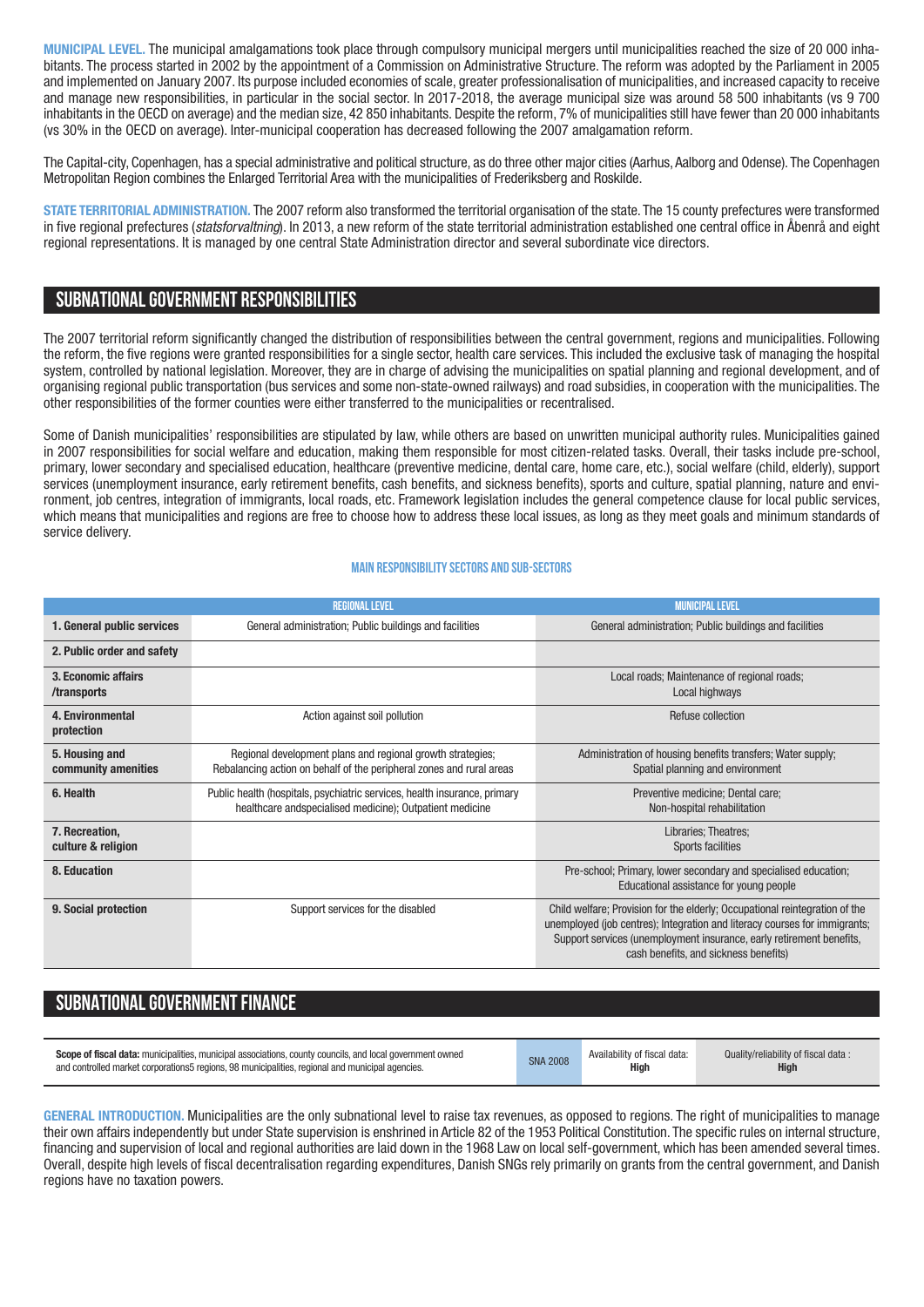**MUNICIPAL LEVEL.** The municipal amalgamations took place through compulsory municipal mergers until municipalities reached the size of 20 000 inhabitants. The process started in 2002 by the appointment of a Commission on Administrative Structure. The reform was adopted by the Parliament in 2005 and implemented on January 2007. Its purpose included economies of scale, greater professionalisation of municipalities, and increased capacity to receive and manage new responsibilities, in particular in the social sector. In 2017-2018, the average municipal size was around 58 500 inhabitants (vs 9 700 inhabitants in the OECD on average) and the median size, 42 850 inhabitants. Despite the reform, 7% of municipalities still have fewer than 20 000 inhabitants (vs 30% in the OECD on average). Inter-municipal cooperation has decreased following the 2007 amalgamation reform.

The Capital-city, Copenhagen, has a special administrative and political structure, as do three other major cities (Aarhus, Aalborg and Odense). The Copenhagen Metropolitan Region combines the Enlarged Territorial Area with the municipalities of Frederiksberg and Roskilde.

**STATE TERRITORIAL ADMINISTRATION.** The 2007 reform also transformed the territorial organisation of the state. The 15 county prefectures were transformed in five regional prefectures (*statsforvaltning*). In 2013, a new reform of the state territorial administration established one central office in Åbenrå and eight regional representations. It is managed by one central State Administration director and several subordinate vice directors.

## SUBNATIONAL GOVERNMENT RESPONSIBILITIES

The 2007 territorial reform significantly changed the distribution of responsibilities between the central government, regions and municipalities. Following the reform, the five regions were granted responsibilities for a single sector, health care services. This included the exclusive task of managing the hospital system, controlled by national legislation. Moreover, they are in charge of advising the municipalities on spatial planning and regional development, and of organising regional public transportation (bus services and some non-state-owned railways) and road subsidies, in cooperation with the municipalities. The other responsibilities of the former counties were either transferred to the municipalities or recentralised.

Some of Danish municipalities' responsibilities are stipulated by law, while others are based on unwritten municipal authority rules. Municipalities gained in 2007 responsibilities for social welfare and education, making them responsible for most citizen-related tasks. Overall, their tasks include pre-school, primary, lower secondary and specialised education, healthcare (preventive medicine, dental care, home care, etc.), social welfare (child, elderly), support services (unemployment insurance, early retirement benefits, cash benefits, and sickness benefits), sports and culture, spatial planning, nature and environment, job centres, integration of immigrants, local roads, etc. Framework legislation includes the general competence clause for local public services, which means that municipalities and regions are free to choose how to address these local issues, as long as they meet goals and minimum standards of service delivery.

### MAIN RESPONSIBILITY SECTORS AND SUB-SECTORS

| | REGIONAL LEVEL | MUNICIPAL LEVEL |
|---|---|---|
| **1. General public services** | General administration; Public buildings and facilities | General administration; Public buildings and facilities |
| **2. Public order and safety** | | |
| **3. Economic affairs /transports** | | Local roads; Maintenance of regional roads; Local highways |
| **4. Environmental protection** | Action against soil pollution | Refuse collection |
| **5. Housing and community amenities** | Regional development plans and regional growth strategies; Rebalancing action on behalf of the peripheral zones and rural areas | Administration of housing benefits transfers; Water supply; Spatial planning and environment |
| **6. Health** | Public health (hospitals, psychiatric services, health insurance, primary healthcare andspecialised medicine); Outpatient medicine | Preventive medicine; Dental care; Non-hospital rehabilitation |
| **7. Recreation, culture & religion** | | Libraries; Theatres; Sports facilities |
| **8. Education** | | Pre-school; Primary, lower secondary and specialised education; Educational assistance for young people |
| **9. Social protection** | Support services for the disabled | Child welfare; Provision for the elderly; Occupational reintegration of the unemployed (job centres); Integration and literacy courses for immigrants; Support services (unemployment insurance, early retirement benefits, cash benefits, and sickness benefits) |

## SUBNATIONAL GOVERNMENT FINANCE

| **Scope of fiscal data:** municipalities, municipal associations, county councils, and local government owned and controlled market corporations5 regions, 98 municipalities, regional and municipal agencies. | SNA 2008 | Availability of fiscal data: **High** | Quality/reliability of fiscal data : **High** |
|---|---|---|---|

**GENERAL INTRODUCTION.** Municipalities are the only subnational level to raise tax revenues, as opposed to regions. The right of municipalities to manage their own affairs independently but under State supervision is enshrined in Article 82 of the 1953 Political Constitution. The specific rules on internal structure, financing and supervision of local and regional authorities are laid down in the 1968 Law on local self-government, which has been amended several times. Overall, despite high levels of fiscal decentralisation regarding expenditures, Danish SNGs rely primarily on grants from the central government, and Danish regions have no taxation powers.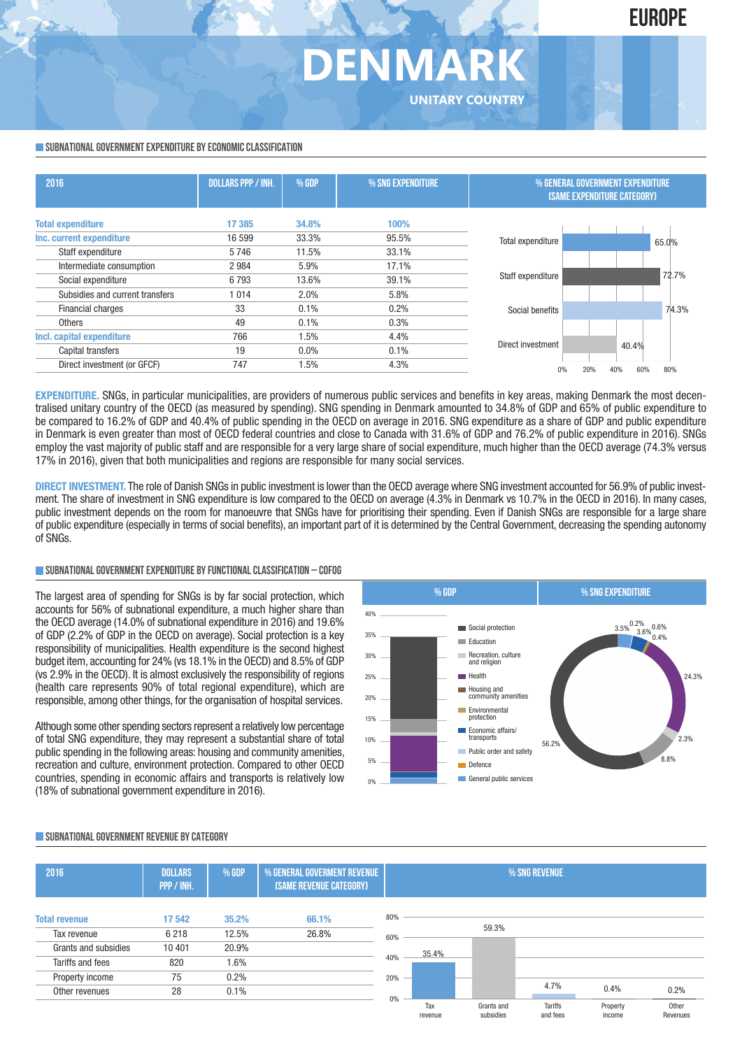EUROPE

# DENMARK

UNITARY COUNTRY

## SUBNATIONAL GOVERNMENT EXPENDITURE BY ECONOMIC CLASSIFICATION

| 2016 | DOLLARS PPP / INH. | % GDP | % SNG EXPENDITURE |
|---|---|---|---|
| **Total expenditure** | **17 385** | **34.8%** | **100%** |
| **Inc. current expenditure** | 16 599 | 33.3% | 95.5% |
| Staff expenditure | 5 746 | 11.5% | 33.1% |
| Intermediate consumption | 2 984 | 5.9% | 17.1% |
| Social expenditure | 6 793 | 13.6% | 39.1% |
| Subsidies and current transfers | 1 014 | 2.0% | 5.8% |
| Financial charges | 33 | 0.1% | 0.2% |
| Others | 49 | 0.1% | 0.3% |
| **Incl. capital expenditure** | 766 | 1.5% | 4.4% |
| Capital transfers | 19 | 0.0% | 0.1% |
| Direct investment (or GFCF) | 747 | 1.5% | 4.3% |

% GENERAL GOVERNMENT EXPENDITURE (SAME EXPENDITURE CATEGORY)

| Category | % |
|---|---|
| Total expenditure | 65.0% |
| Staff expenditure | 72.7% |
| Social benefits | 74.3% |
| Direct investment | 40.4% |

**EXPENDITURE.** SNGs, in particular municipalities, are providers of numerous public services and benefits in key areas, making Denmark the most decentralised unitary country of the OECD (as measured by spending). SNG spending in Denmark amounted to 34.8% of GDP and 65% of public expenditure to be compared to 16.2% of GDP and 40.4% of public spending in the OECD on average in 2016. SNG expenditure as a share of GDP and public expenditure in Denmark is even greater than most of OECD federal countries and close to Canada with 31.6% of GDP and 76.2% of public expenditure in 2016). SNGs employ the vast majority of public staff and are responsible for a very large share of social expenditure, much higher than the OECD average (74.3% versus 17% in 2016), given that both municipalities and regions are responsible for many social services.

**DIRECT INVESTMENT.** The role of Danish SNGs in public investment is lower than the OECD average where SNG investment accounted for 56.9% of public investment. The share of investment in SNG expenditure is low compared to the OECD on average (4.3% in Denmark vs 10.7% in the OECD in 2016). In many cases, public investment depends on the room for manoeuvre that SNGs have for prioritising their spending. Even if Danish SNGs are responsible for a large share of public expenditure (especially in terms of social benefits), an important part of it is determined by the Central Government, decreasing the spending autonomy of SNGs.

## SUBNATIONAL GOVERNMENT EXPENDITURE BY FUNCTIONAL CLASSIFICATION – COFOG

The largest area of spending for SNGs is by far social protection, which accounts for 56% of subnational expenditure, a much higher share than the OECD average (14.0% of subnational expenditure in 2016) and 19.6% of GDP (2.2% of GDP in the OECD on average). Social protection is a key responsibility of municipalities. Health expenditure is the second highest budget item, accounting for 24% (vs 18.1% in the OECD) and 8.5% of GDP (vs 2.9% in the OECD). It is almost exclusively the responsibility of regions (health care represents 90% of total regional expenditure), which are responsible, among other things, for the organisation of hospital services.

Although some other spending sectors represent a relatively low percentage of total SNG expenditure, they may represent a substantial share of total public spending in the following areas: housing and community amenities, recreation and culture, environment protection. Compared to other OECD countries, spending in economic affairs and transports is relatively low (18% of subnational government expenditure in 2016).

% SNG EXPENDITURE: Social protection 56.2%; Education 8.8%; Recreation, culture and religion 2.3%; Health 24.3%; Housing and community amenities 0.4%; Environmental protection 0.6%; Economic affairs/transports 3.6%; Public order and safety 0.2%; Defence; General public services 3.5%.

## SUBNATIONAL GOVERNMENT REVENUE BY CATEGORY

| 2016 | DOLLARS PPP / INH. | % GDP | % GENERAL GOVERMENT REVENUE (SAME REVENUE CATEGORY) | % SNG REVENUE |
|---|---|---|---|---|
| **Total revenue** | **17 542** | **35.2%** | **66.1%** | |
| Tax revenue | 6 218 | 12.5% | 26.8% | 35.4% |
| Grants and subsidies | 10 401 | 20.9% | | 59.3% |
| Tariffs and fees | 820 | 1.6% | | 4.7% |
| Property income | 75 | 0.2% | | 0.4% |
| Other revenues | 28 | 0.1% | | 0.2% |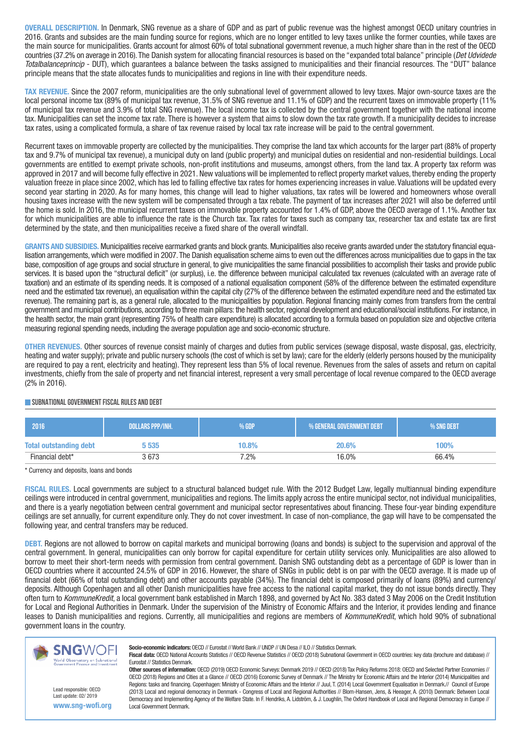**OVERALL DESCRIPTION.** In Denmark, SNG revenue as a share of GDP and as part of public revenue was the highest amongst OECD unitary countries in 2016. Grants and subsides are the main funding source for regions, which are no longer entitled to levy taxes unlike the former counties, while taxes are the main source for municipalities. Grants account for almost 60% of total subnational government revenue, a much higher share than in the rest of the OECD countries (37.2% on average in 2016). The Danish system for allocating financial resources is based on the "expanded total balance" principle (*Det Udvidede Totalbalanceprincip* - DUT), which guarantees a balance between the tasks assigned to municipalities and their financial resources. The "DUT" balance principle means that the state allocates funds to municipalities and regions in line with their expenditure needs.

**TAX REVENUE.** Since the 2007 reform, municipalities are the only subnational level of government allowed to levy taxes. Major own-source taxes are the local personal income tax (89% of municipal tax revenue, 31.5% of SNG revenue and 11.1% of GDP) and the recurrent taxes on immovable property (11% of municipal tax revenue and 3.9% of total SNG revenue). The local income tax is collected by the central government together with the national income tax. Municipalities can set the income tax rate. There is however a system that aims to slow down the tax rate growth. If a municipality decides to increase tax rates, using a complicated formula, a share of tax revenue raised by local tax rate increase will be paid to the central government.

Recurrent taxes on immovable property are collected by the municipalities. They comprise the land tax which accounts for the larger part (88% of property tax and 9.7% of municipal tax revenue), a municipal duty on land (public property) and municipal duties on residential and non-residential buildings. Local governments are entitled to exempt private schools, non-profit institutions and museums, amongst others, from the land tax. A property tax reform was approved in 2017 and will become fully effective in 2021. New valuations will be implemented to reflect property market values, thereby ending the property valuation freeze in place since 2002, which has led to falling effective tax rates for homes experiencing increases in value. Valuations will be updated every second year starting in 2020. As for many homes, this change will lead to higher valuations, tax rates will be lowered and homeowners whose overall housing taxes increase with the new system will be compensated through a tax rebate. The payment of tax increases after 2021 will also be deferred until the home is sold. In 2016, the municipal recurrent taxes on immovable property accounted for 1.4% of GDP, above the OECD average of 1.1%. Another tax for which municipalities are able to influence the rate is the Church tax. Tax rates for taxes such as company tax, researcher tax and estate tax are first determined by the state, and then municipalities receive a fixed share of the overall windfall.

**GRANTS AND SUBSIDIES.** Municipalities receive earmarked grants and block grants. Municipalities also receive grants awarded under the statutory financial equalisation arrangements, which were modified in 2007. The Danish equalisation scheme aims to even out the differences across municipalities due to gaps in the tax base, composition of age groups and social structure in general, to give municipalities the same financial possibilities to accomplish their tasks and provide public services. It is based upon the "structural deficit" (or surplus), i.e. the difference between municipal calculated tax revenues (calculated with an average rate of taxation) and an estimate of its spending needs. It is composed of a national equalisation component (58% of the difference between the estimated expenditure need and the estimated tax revenue), an equalisation within the capital city (27% of the difference between the estimated expenditure need and the estimated tax revenue). The remaining part is, as a general rule, allocated to the municipalities by population. Regional financing mainly comes from transfers from the central government and municipal contributions, according to three main pillars: the health sector, regional development and educational/social institutions. For instance, in the health sector, the main grant (representing 75% of health care expenditure) is allocated according to a formula based on population size and objective criteria measuring regional spending needs, including the average population age and socio-economic structure.

**OTHER REVENUES.** Other sources of revenue consist mainly of charges and duties from public services (sewage disposal, waste disposal, gas, electricity, heating and water supply); private and public nursery schools (the cost of which is set by law); care for the elderly (elderly persons housed by the municipality are required to pay a rent, electricity and heating). They represent less than 5% of local revenue. Revenues from the sales of assets and return on capital investments, chiefly from the sale of property and net financial interest, represent a very small percentage of local revenue compared to the OECD average (2% in 2016).

## SUBNATIONAL GOVERNMENT FISCAL RULES AND DEBT

| 2016 | DOLLARS PPP/INH. | % GDP | % GENERAL GOVERNMENT DEBT | % SNG DEBT |
|---|---|---|---|---|
| **Total outstanding debt** | **5 535** | **10.8%** | **20.6%** | **100%** |
| Financial debt* | 3 673 | 7.2% | 16.0% | 66.4% |

\* Currency and deposits, loans and bonds

**FISCAL RULES.** Local governments are subject to a structural balanced budget rule. With the 2012 Budget Law, legally multiannual binding expenditure ceilings were introduced in central government, municipalities and regions. The limits apply across the entire municipal sector, not individual municipalities, and there is a yearly negotiation between central government and municipal sector representatives about financing. These four-year binding expenditure ceilings are set annually, for current expenditure only. They do not cover investment. In case of non-compliance, the gap will have to be compensated the following year, and central transfers may be reduced.

**DEBT.** Regions are not allowed to borrow on capital markets and municipal borrowing (loans and bonds) is subject to the supervision and approval of the central government. In general, municipalities can only borrow for capital expenditure for certain utility services only. Municipalities are also allowed to borrow to meet their short-term needs with permission from central government. Danish SNG outstanding debt as a percentage of GDP is lower than in OECD countries where it accounted 24.5% of GDP in 2016. However, the share of SNGs in public debt is on par with the OECD average. It is made up of financial debt (66% of total outstanding debt) and other accounts payable (34%). The financial debt is composed primarily of loans (89%) and currency/deposits. Although Copenhagen and all other Danish municipalities have free access to the national capital market, they do not issue bonds directly. They often turn to *KommuneKredit*, a local government bank established in March 1898, and governed by Act No. 383 dated 3 May 2006 on the Credit Institution for Local and Regional Authorities in Denmark. Under the supervision of the Ministry of Economic Affairs and the Interior, it provides lending and finance leases to Danish municipalities and regions. Currently, all municipalities and regions are members of *KommuneKredit*, which hold 90% of subnational government loans in the country.

SNGWOFI
World Observatory on Subnational Government Finance and Investment

Lead responsible: OECD
Last update: 02/ 2019
www.sng-wofi.org

**Socio-economic indicators:** OECD // Eurostat // World Bank // UNDP // UN Desa // ILO // Statistics Denmark.

**Fiscal data:** OECD National Accounts Statistics // OECD Revenue Statistics // OECD (2018) Subnational Government in OECD countries: key data (brochure and database) // Eurostat // Statistics Denmark.

**Other sources of information:** OECD (2019) OECD Economic Surveys: Denmark 2019 // OECD (2018) Tax Policy Reforms 2018: OECD and Selected Partner Economies // OECD (2018) Regions and Cities at a Glance // OECD (2016) Economic Survey of Denmark // The Ministry for Economic Affairs and the Interior (2014) Municipalities and Regions: tasks and financing. Copenhagen: Ministry of Economic Affairs and the Interior // Juul, T. (2014) Local Government Equalisation in Denmark.// Council of Europe (2013) Local and regional democracy in Denmark - Congress of Local and Regional Authorities // Blom-Hansen, Jens, & Heeager, A. (2010) Denmark: Between Local Democracy and Implementing Agency of the Welfare State. In F. Hendriks, A. Lidström, & J. Loughlin, The Oxford Handbook of Local and Regional Democracy in Europe // Local Government Denmark.